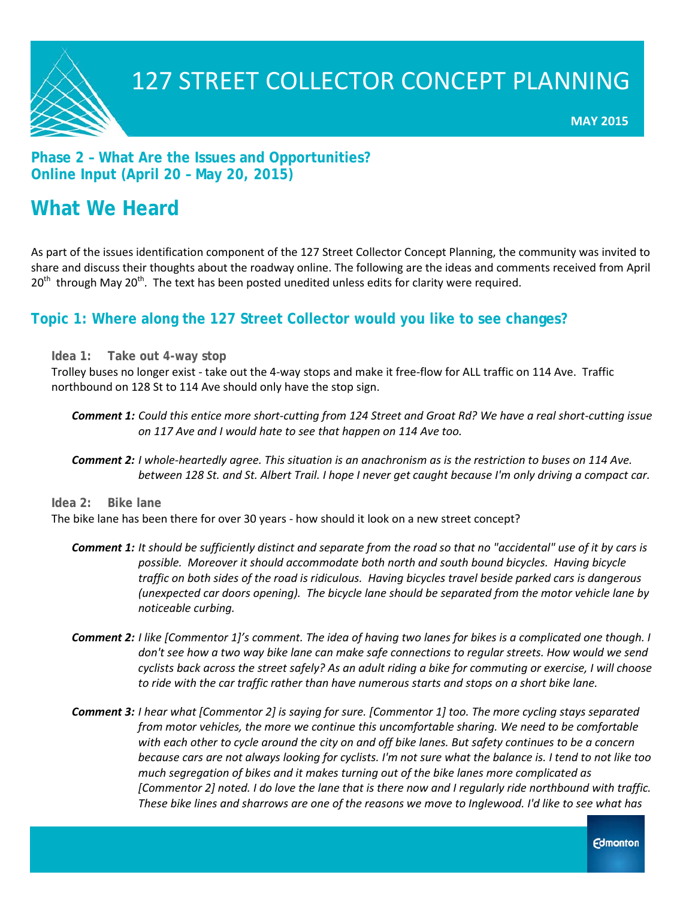# 127 STREET COLLECTOR CONCEPT PLANNING

**MAY 2015**

## Phase 2 – What Are the Issues and Opportunities?
## Online Input (April 20 – May 20, 2015)

# What We Heard

As part of the issues identification component of the 127 Street Collector Concept Planning, the community was invited to share and discuss their thoughts about the roadway online. The following are the ideas and comments received from April 20th through May 20th. The text has been posted unedited unless edits for clarity were required.

## Topic 1: Where along the 127 Street Collector would you like to see changes?

### Idea 1: Take out 4-way stop

Trolley buses no longer exist - take out the 4-way stops and make it free-flow for ALL traffic on 114 Ave. Traffic northbound on 128 St to 114 Ave should only have the stop sign.

***Comment 1:*** *Could this entice more short-cutting from 124 Street and Groat Rd? We have a real short-cutting issue on 117 Ave and I would hate to see that happen on 114 Ave too.*

***Comment 2:*** *I whole-heartedly agree. This situation is an anachronism as is the restriction to buses on 114 Ave. between 128 St. and St. Albert Trail. I hope I never get caught because I'm only driving a compact car.*

### Idea 2: Bike lane

The bike lane has been there for over 30 years - how should it look on a new street concept?

***Comment 1:*** *It should be sufficiently distinct and separate from the road so that no "accidental" use of it by cars is possible. Moreover it should accommodate both north and south bound bicycles. Having bicycle traffic on both sides of the road is ridiculous. Having bicycles travel beside parked cars is dangerous (unexpected car doors opening). The bicycle lane should be separated from the motor vehicle lane by noticeable curbing.*

***Comment 2:*** *I like [Commentor 1]'s comment. The idea of having two lanes for bikes is a complicated one though. I don't see how a two way bike lane can make safe connections to regular streets. How would we send cyclists back across the street safely? As an adult riding a bike for commuting or exercise, I will choose to ride with the car traffic rather than have numerous starts and stops on a short bike lane.*

***Comment 3:*** *I hear what [Commentor 2] is saying for sure. [Commentor 1] too. The more cycling stays separated from motor vehicles, the more we continue this uncomfortable sharing. We need to be comfortable with each other to cycle around the city on and off bike lanes. But safety continues to be a concern because cars are not always looking for cyclists. I'm not sure what the balance is. I tend to not like too much segregation of bikes and it makes turning out of the bike lanes more complicated as [Commentor 2] noted. I do love the lane that is there now and I regularly ride northbound with traffic. These bike lines and sharrows are one of the reasons we move to Inglewood. I'd like to see what has*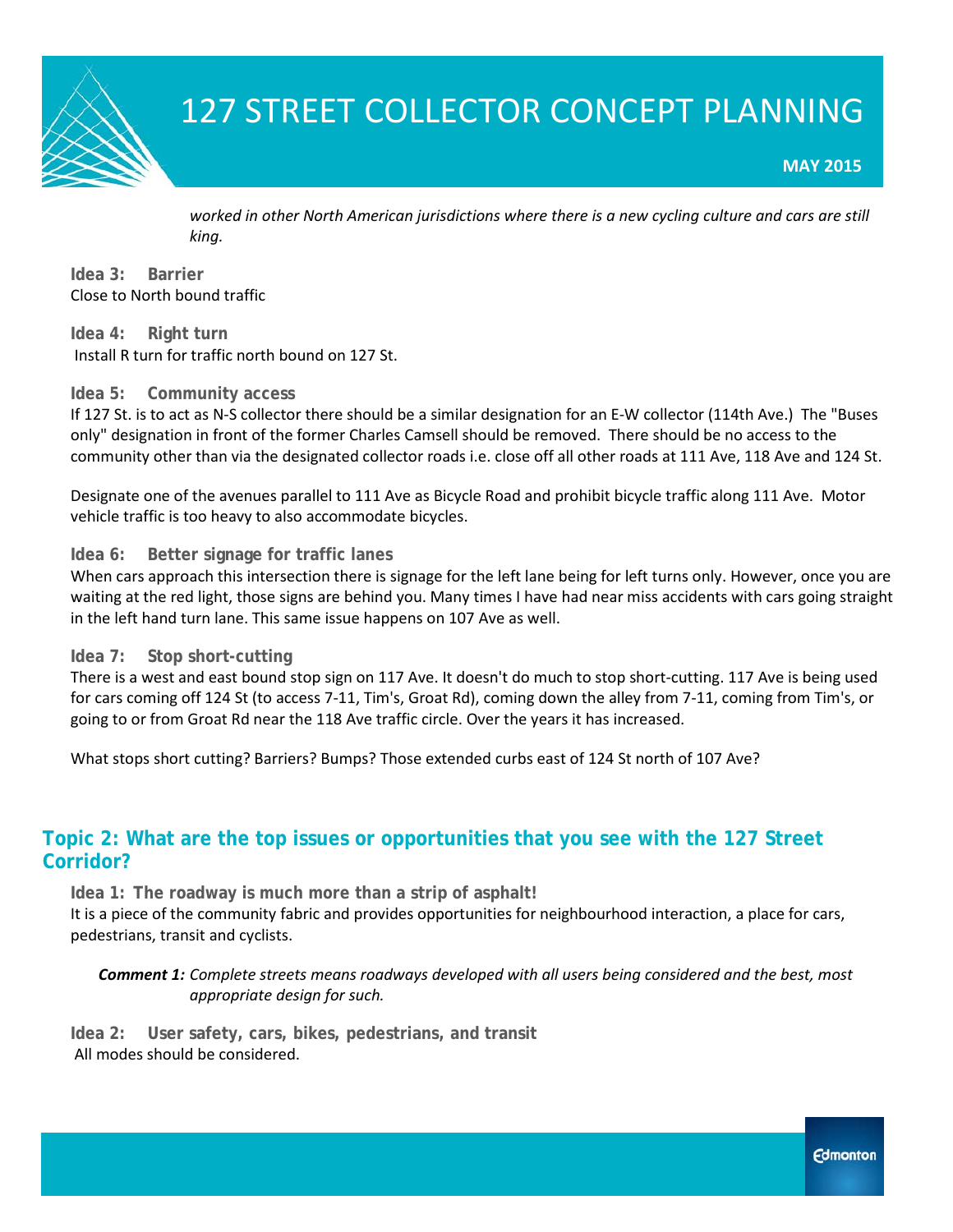*worked in other North American jurisdictions where there is a new cycling culture and cars are still king.*

**Idea 3: Barrier**

Close to North bound traffic

**Idea 4: Right turn**

Install R turn for traffic north bound on 127 St.

**Idea 5: Community access**

If 127 St. is to act as N-S collector there should be a similar designation for an E-W collector (114th Ave.) The "Buses only" designation in front of the former Charles Camsell should be removed. There should be no access to the community other than via the designated collector roads i.e. close off all other roads at 111 Ave, 118 Ave and 124 St.

Designate one of the avenues parallel to 111 Ave as Bicycle Road and prohibit bicycle traffic along 111 Ave. Motor vehicle traffic is too heavy to also accommodate bicycles.

**Idea 6: Better signage for traffic lanes**

When cars approach this intersection there is signage for the left lane being for left turns only. However, once you are waiting at the red light, those signs are behind you. Many times I have had near miss accidents with cars going straight in the left hand turn lane. This same issue happens on 107 Ave as well.

**Idea 7: Stop short-cutting**

There is a west and east bound stop sign on 117 Ave. It doesn't do much to stop short-cutting. 117 Ave is being used for cars coming off 124 St (to access 7-11, Tim's, Groat Rd), coming down the alley from 7-11, coming from Tim's, or going to or from Groat Rd near the 118 Ave traffic circle. Over the years it has increased.

What stops short cutting? Barriers? Bumps? Those extended curbs east of 124 St north of 107 Ave?

## Topic 2: What are the top issues or opportunities that you see with the 127 Street Corridor?

**Idea 1: The roadway is much more than a strip of asphalt!**

It is a piece of the community fabric and provides opportunities for neighbourhood interaction, a place for cars, pedestrians, transit and cyclists.

***Comment 1:*** *Complete streets means roadways developed with all users being considered and the best, most appropriate design for such.*

**Idea 2: User safety, cars, bikes, pedestrians, and transit**

All modes should be considered.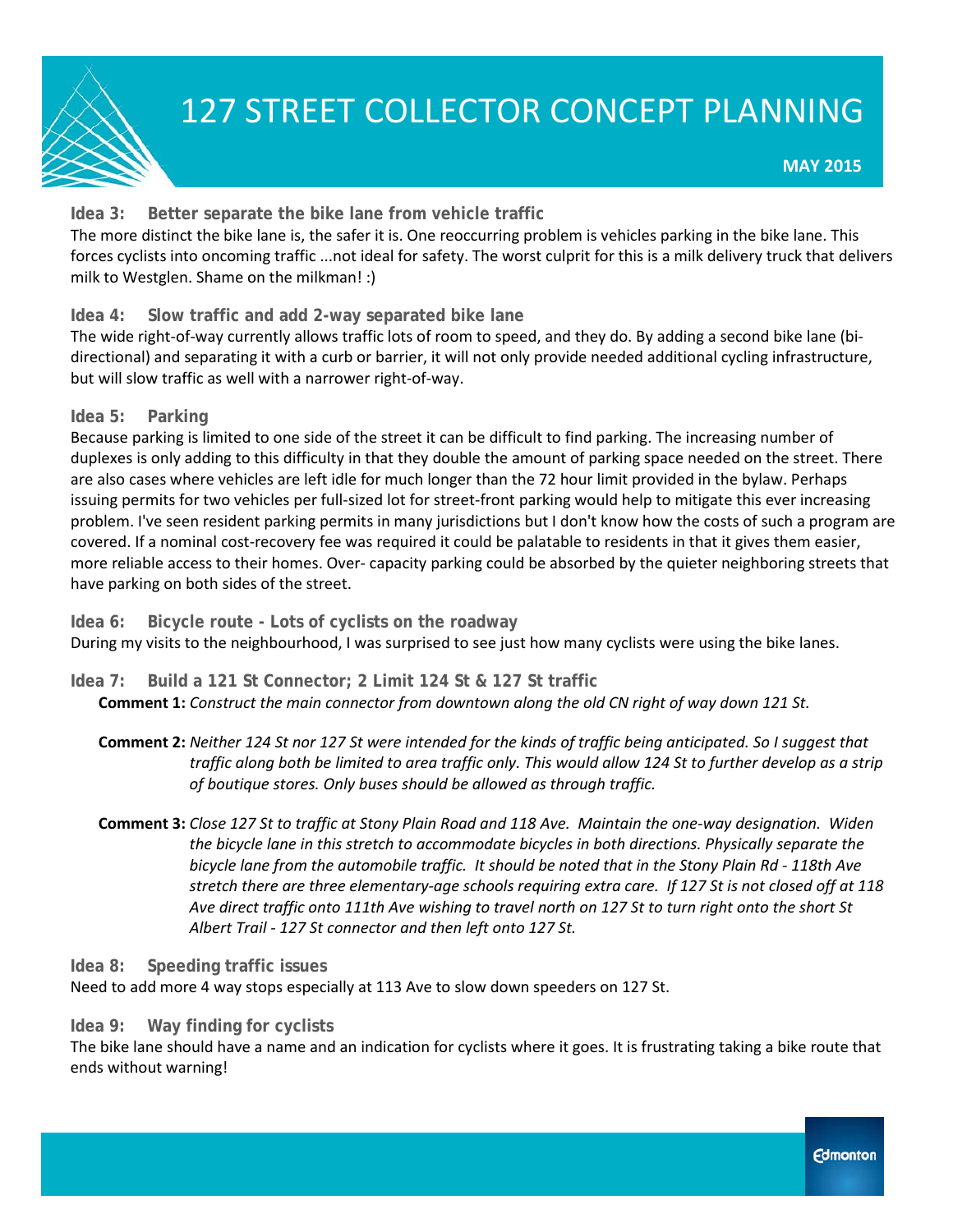### Idea 3: Better separate the bike lane from vehicle traffic

The more distinct the bike lane is, the safer it is. One reoccurring problem is vehicles parking in the bike lane. This forces cyclists into oncoming traffic ...not ideal for safety. The worst culprit for this is a milk delivery truck that delivers milk to Westglen. Shame on the milkman! :)

### Idea 4: Slow traffic and add 2-way separated bike lane

The wide right-of-way currently allows traffic lots of room to speed, and they do. By adding a second bike lane (bi-directional) and separating it with a curb or barrier, it will not only provide needed additional cycling infrastructure, but will slow traffic as well with a narrower right-of-way.

### Idea 5: Parking

Because parking is limited to one side of the street it can be difficult to find parking. The increasing number of duplexes is only adding to this difficulty in that they double the amount of parking space needed on the street. There are also cases where vehicles are left idle for much longer than the 72 hour limit provided in the bylaw. Perhaps issuing permits for two vehicles per full-sized lot for street-front parking would help to mitigate this ever increasing problem. I've seen resident parking permits in many jurisdictions but I don't know how the costs of such a program are covered. If a nominal cost-recovery fee was required it could be palatable to residents in that it gives them easier, more reliable access to their homes. Over- capacity parking could be absorbed by the quieter neighboring streets that have parking on both sides of the street.

### Idea 6: Bicycle route - Lots of cyclists on the roadway

During my visits to the neighbourhood, I was surprised to see just how many cyclists were using the bike lanes.

### Idea 7: Build a 121 St Connector; 2 Limit 124 St & 127 St traffic

**Comment 1:** *Construct the main connector from downtown along the old CN right of way down 121 St.*

**Comment 2:** *Neither 124 St nor 127 St were intended for the kinds of traffic being anticipated. So I suggest that traffic along both be limited to area traffic only. This would allow 124 St to further develop as a strip of boutique stores. Only buses should be allowed as through traffic.*

**Comment 3:** *Close 127 St to traffic at Stony Plain Road and 118 Ave. Maintain the one-way designation. Widen the bicycle lane in this stretch to accommodate bicycles in both directions. Physically separate the bicycle lane from the automobile traffic. It should be noted that in the Stony Plain Rd - 118th Ave stretch there are three elementary-age schools requiring extra care. If 127 St is not closed off at 118 Ave direct traffic onto 111th Ave wishing to travel north on 127 St to turn right onto the short St Albert Trail - 127 St connector and then left onto 127 St.*

### Idea 8: Speeding traffic issues

Need to add more 4 way stops especially at 113 Ave to slow down speeders on 127 St.

### Idea 9: Way finding for cyclists

The bike lane should have a name and an indication for cyclists where it goes. It is frustrating taking a bike route that ends without warning!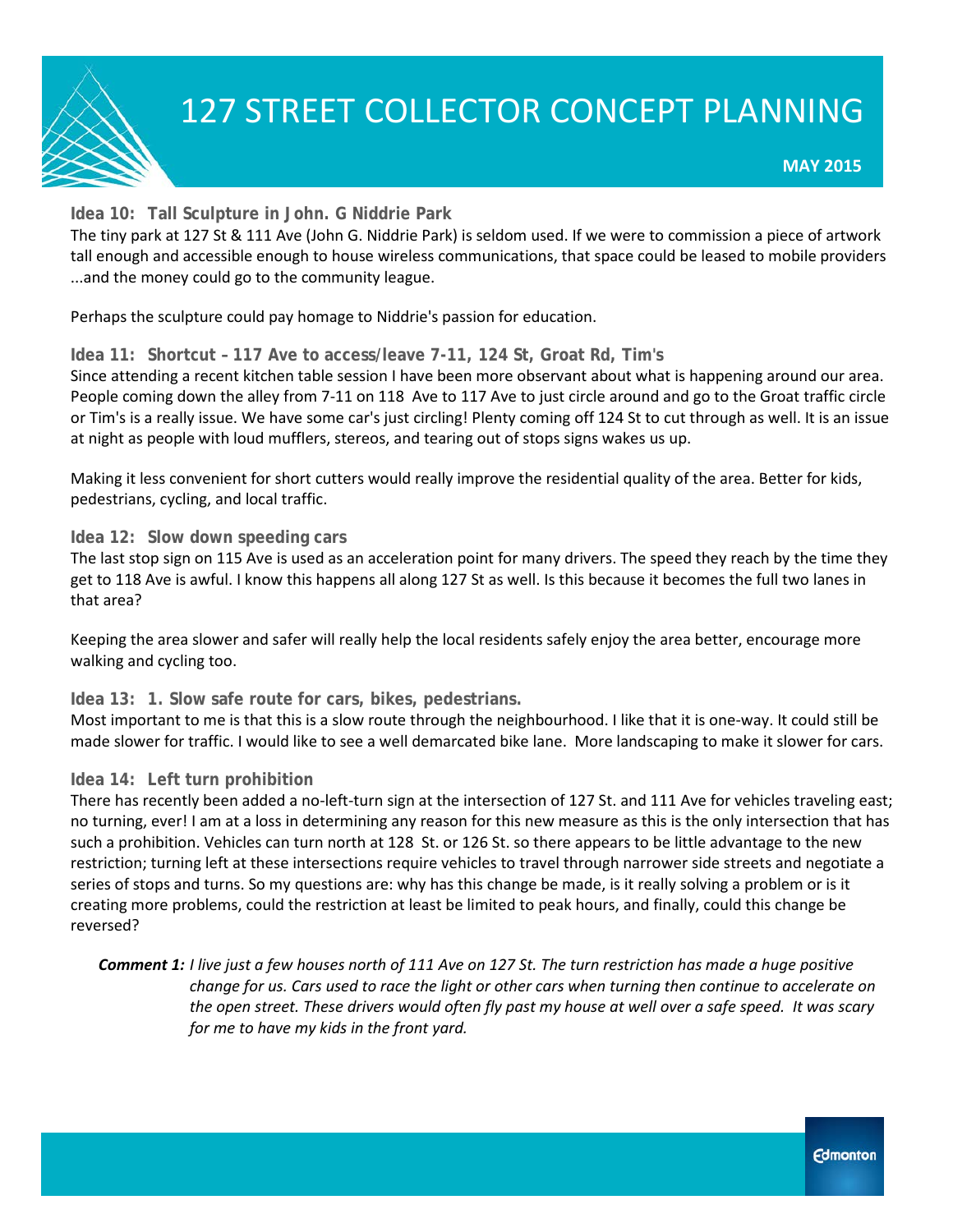### Idea 10: Tall Sculpture in John. G Niddrie Park

The tiny park at 127 St & 111 Ave (John G. Niddrie Park) is seldom used. If we were to commission a piece of artwork tall enough and accessible enough to house wireless communications, that space could be leased to mobile providers ...and the money could go to the community league.

Perhaps the sculpture could pay homage to Niddrie's passion for education.

### Idea 11: Shortcut – 117 Ave to access/leave 7-11, 124 St, Groat Rd, Tim's

Since attending a recent kitchen table session I have been more observant about what is happening around our area. People coming down the alley from 7-11 on 118 Ave to 117 Ave to just circle around and go to the Groat traffic circle or Tim's is a really issue. We have some car's just circling! Plenty coming off 124 St to cut through as well. It is an issue at night as people with loud mufflers, stereos, and tearing out of stops signs wakes us up.

Making it less convenient for short cutters would really improve the residential quality of the area. Better for kids, pedestrians, cycling, and local traffic.

### Idea 12: Slow down speeding cars

The last stop sign on 115 Ave is used as an acceleration point for many drivers. The speed they reach by the time they get to 118 Ave is awful. I know this happens all along 127 St as well. Is this because it becomes the full two lanes in that area?

Keeping the area slower and safer will really help the local residents safely enjoy the area better, encourage more walking and cycling too.

### Idea 13: 1. Slow safe route for cars, bikes, pedestrians.

Most important to me is that this is a slow route through the neighbourhood. I like that it is one-way. It could still be made slower for traffic. I would like to see a well demarcated bike lane. More landscaping to make it slower for cars.

### Idea 14: Left turn prohibition

There has recently been added a no-left-turn sign at the intersection of 127 St. and 111 Ave for vehicles traveling east; no turning, ever! I am at a loss in determining any reason for this new measure as this is the only intersection that has such a prohibition. Vehicles can turn north at 128 St. or 126 St. so there appears to be little advantage to the new restriction; turning left at these intersections require vehicles to travel through narrower side streets and negotiate a series of stops and turns. So my questions are: why has this change be made, is it really solving a problem or is it creating more problems, could the restriction at least be limited to peak hours, and finally, could this change be reversed?

> ***Comment 1:*** *I live just a few houses north of 111 Ave on 127 St. The turn restriction has made a huge positive change for us. Cars used to race the light or other cars when turning then continue to accelerate on the open street. These drivers would often fly past my house at well over a safe speed. It was scary for me to have my kids in the front yard.*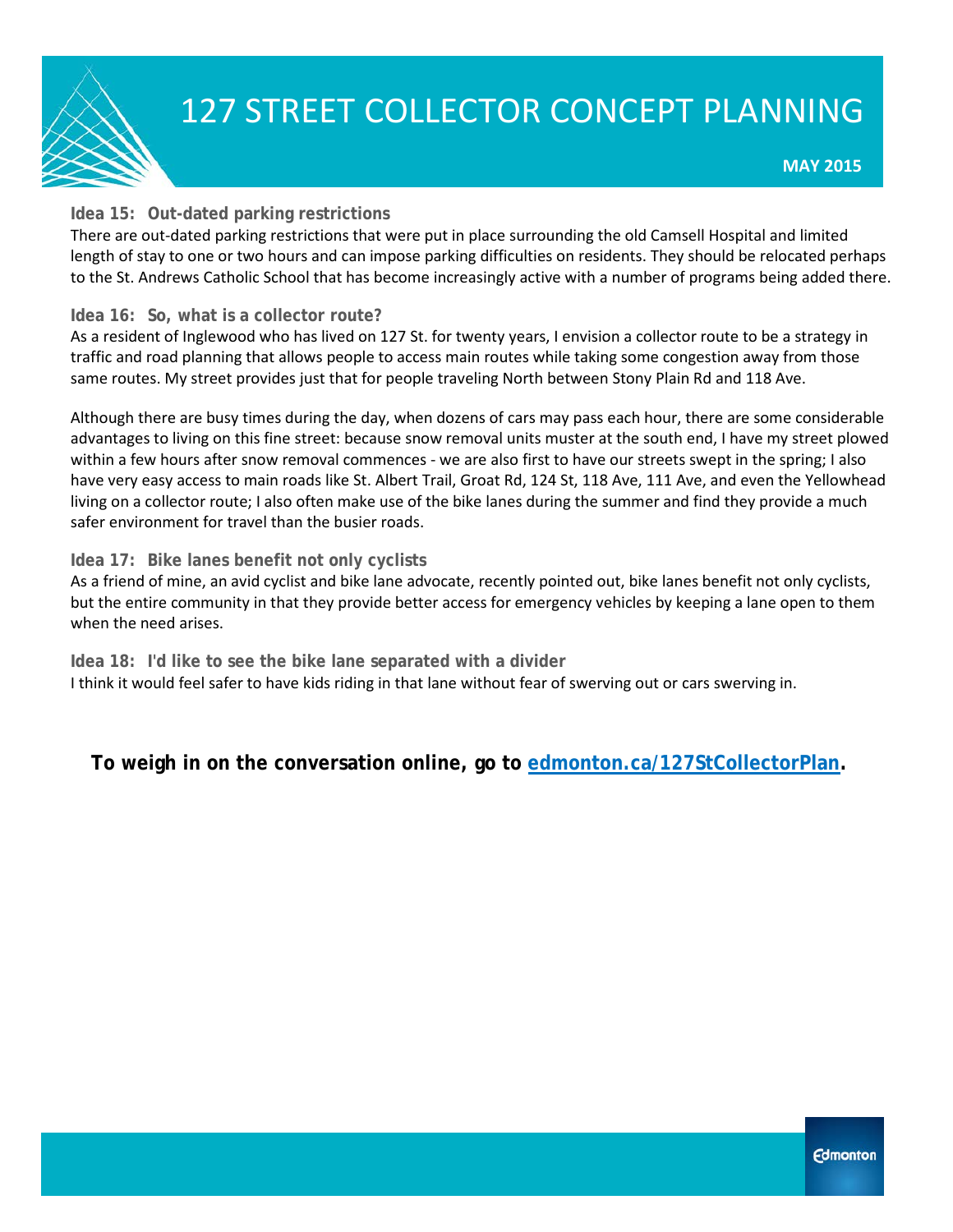### Idea 15: Out-dated parking restrictions

There are out-dated parking restrictions that were put in place surrounding the old Camsell Hospital and limited length of stay to one or two hours and can impose parking difficulties on residents. They should be relocated perhaps to the St. Andrews Catholic School that has become increasingly active with a number of programs being added there.

### Idea 16: So, what is a collector route?

As a resident of Inglewood who has lived on 127 St. for twenty years, I envision a collector route to be a strategy in traffic and road planning that allows people to access main routes while taking some congestion away from those same routes. My street provides just that for people traveling North between Stony Plain Rd and 118 Ave.

Although there are busy times during the day, when dozens of cars may pass each hour, there are some considerable advantages to living on this fine street: because snow removal units muster at the south end, I have my street plowed within a few hours after snow removal commences - we are also first to have our streets swept in the spring; I also have very easy access to main roads like St. Albert Trail, Groat Rd, 124 St, 118 Ave, 111 Ave, and even the Yellowhead living on a collector route; I also often make use of the bike lanes during the summer and find they provide a much safer environment for travel than the busier roads.

### Idea 17: Bike lanes benefit not only cyclists

As a friend of mine, an avid cyclist and bike lane advocate, recently pointed out, bike lanes benefit not only cyclists, but the entire community in that they provide better access for emergency vehicles by keeping a lane open to them when the need arises.

### Idea 18: I'd like to see the bike lane separated with a divider

I think it would feel safer to have kids riding in that lane without fear of swerving out or cars swerving in.

**To weigh in on the conversation online, go to [edmonton.ca/127StCollectorPlan](edmonton.ca/127StCollectorPlan).**